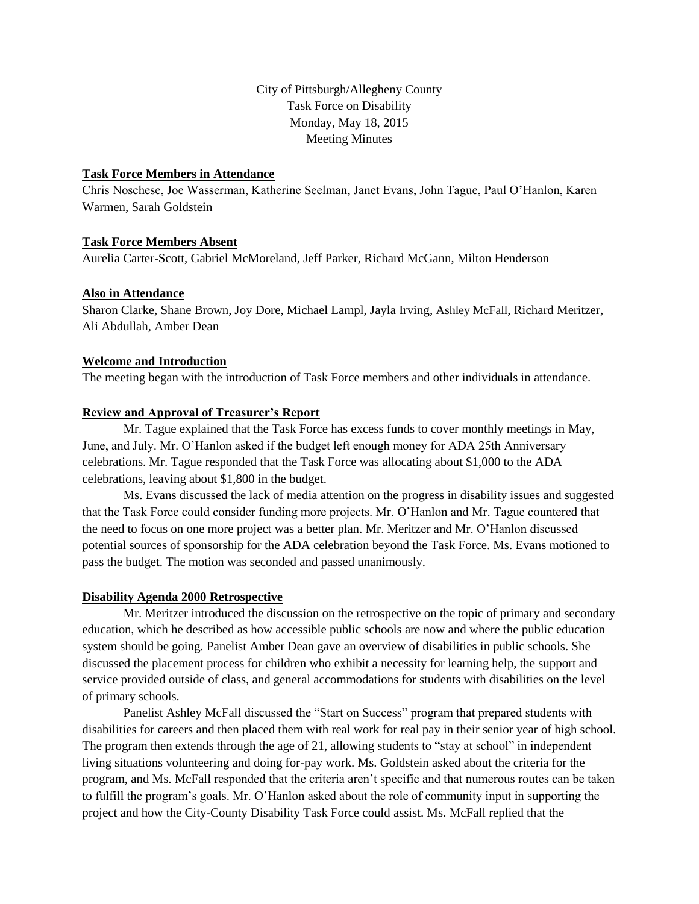City of Pittsburgh/Allegheny County
Task Force on Disability
Monday, May 18, 2015
Meeting Minutes

**Task Force Members in Attendance**

Chris Noschese, Joe Wasserman, Katherine Seelman, Janet Evans, John Tague, Paul O'Hanlon, Karen Warmen, Sarah Goldstein

**Task Force Members Absent**

Aurelia Carter-Scott, Gabriel McMoreland, Jeff Parker, Richard McGann, Milton Henderson

**Also in Attendance**

Sharon Clarke, Shane Brown, Joy Dore, Michael Lampl, Jayla Irving, Ashley McFall, Richard Meritzer, Ali Abdullah, Amber Dean

**Welcome and Introduction**

The meeting began with the introduction of Task Force members and other individuals in attendance.

**Review and Approval of Treasurer's Report**

Mr. Tague explained that the Task Force has excess funds to cover monthly meetings in May, June, and July. Mr. O'Hanlon asked if the budget left enough money for ADA 25th Anniversary celebrations. Mr. Tague responded that the Task Force was allocating about $1,000 to the ADA celebrations, leaving about $1,800 in the budget.

Ms. Evans discussed the lack of media attention on the progress in disability issues and suggested that the Task Force could consider funding more projects. Mr. O'Hanlon and Mr. Tague countered that the need to focus on one more project was a better plan. Mr. Meritzer and Mr. O'Hanlon discussed potential sources of sponsorship for the ADA celebration beyond the Task Force. Ms. Evans motioned to pass the budget. The motion was seconded and passed unanimously.

**Disability Agenda 2000 Retrospective**

Mr. Meritzer introduced the discussion on the retrospective on the topic of primary and secondary education, which he described as how accessible public schools are now and where the public education system should be going. Panelist Amber Dean gave an overview of disabilities in public schools. She discussed the placement process for children who exhibit a necessity for learning help, the support and service provided outside of class, and general accommodations for students with disabilities on the level of primary schools.

Panelist Ashley McFall discussed the "Start on Success" program that prepared students with disabilities for careers and then placed them with real work for real pay in their senior year of high school. The program then extends through the age of 21, allowing students to "stay at school" in independent living situations volunteering and doing for-pay work. Ms. Goldstein asked about the criteria for the program, and Ms. McFall responded that the criteria aren't specific and that numerous routes can be taken to fulfill the program's goals. Mr. O'Hanlon asked about the role of community input in supporting the project and how the City-County Disability Task Force could assist. Ms. McFall replied that the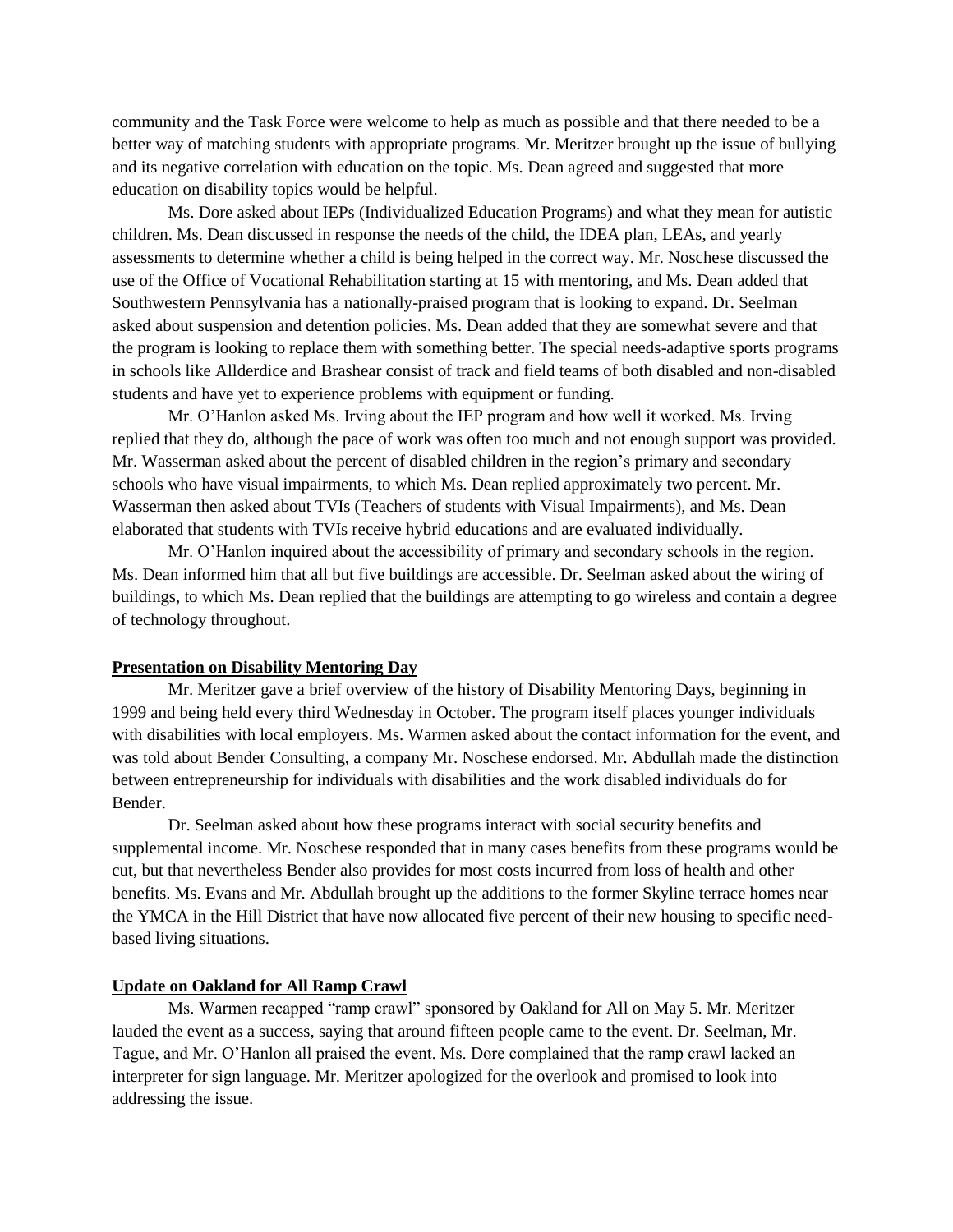community and the Task Force were welcome to help as much as possible and that there needed to be a better way of matching students with appropriate programs. Mr. Meritzer brought up the issue of bullying and its negative correlation with education on the topic. Ms. Dean agreed and suggested that more education on disability topics would be helpful.

Ms. Dore asked about IEPs (Individualized Education Programs) and what they mean for autistic children. Ms. Dean discussed in response the needs of the child, the IDEA plan, LEAs, and yearly assessments to determine whether a child is being helped in the correct way. Mr. Noschese discussed the use of the Office of Vocational Rehabilitation starting at 15 with mentoring, and Ms. Dean added that Southwestern Pennsylvania has a nationally-praised program that is looking to expand. Dr. Seelman asked about suspension and detention policies. Ms. Dean added that they are somewhat severe and that the program is looking to replace them with something better. The special needs-adaptive sports programs in schools like Allderdice and Brashear consist of track and field teams of both disabled and non-disabled students and have yet to experience problems with equipment or funding.

Mr. O'Hanlon asked Ms. Irving about the IEP program and how well it worked. Ms. Irving replied that they do, although the pace of work was often too much and not enough support was provided. Mr. Wasserman asked about the percent of disabled children in the region's primary and secondary schools who have visual impairments, to which Ms. Dean replied approximately two percent. Mr. Wasserman then asked about TVIs (Teachers of students with Visual Impairments), and Ms. Dean elaborated that students with TVIs receive hybrid educations and are evaluated individually.

Mr. O'Hanlon inquired about the accessibility of primary and secondary schools in the region. Ms. Dean informed him that all but five buildings are accessible. Dr. Seelman asked about the wiring of buildings, to which Ms. Dean replied that the buildings are attempting to go wireless and contain a degree of technology throughout.

**Presentation on Disability Mentoring Day**

Mr. Meritzer gave a brief overview of the history of Disability Mentoring Days, beginning in 1999 and being held every third Wednesday in October. The program itself places younger individuals with disabilities with local employers. Ms. Warmen asked about the contact information for the event, and was told about Bender Consulting, a company Mr. Noschese endorsed. Mr. Abdullah made the distinction between entrepreneurship for individuals with disabilities and the work disabled individuals do for Bender.

Dr. Seelman asked about how these programs interact with social security benefits and supplemental income. Mr. Noschese responded that in many cases benefits from these programs would be cut, but that nevertheless Bender also provides for most costs incurred from loss of health and other benefits. Ms. Evans and Mr. Abdullah brought up the additions to the former Skyline terrace homes near the YMCA in the Hill District that have now allocated five percent of their new housing to specific need-based living situations.

**Update on Oakland for All Ramp Crawl**

Ms. Warmen recapped "ramp crawl" sponsored by Oakland for All on May 5. Mr. Meritzer lauded the event as a success, saying that around fifteen people came to the event. Dr. Seelman, Mr. Tague, and Mr. O'Hanlon all praised the event. Ms. Dore complained that the ramp crawl lacked an interpreter for sign language. Mr. Meritzer apologized for the overlook and promised to look into addressing the issue.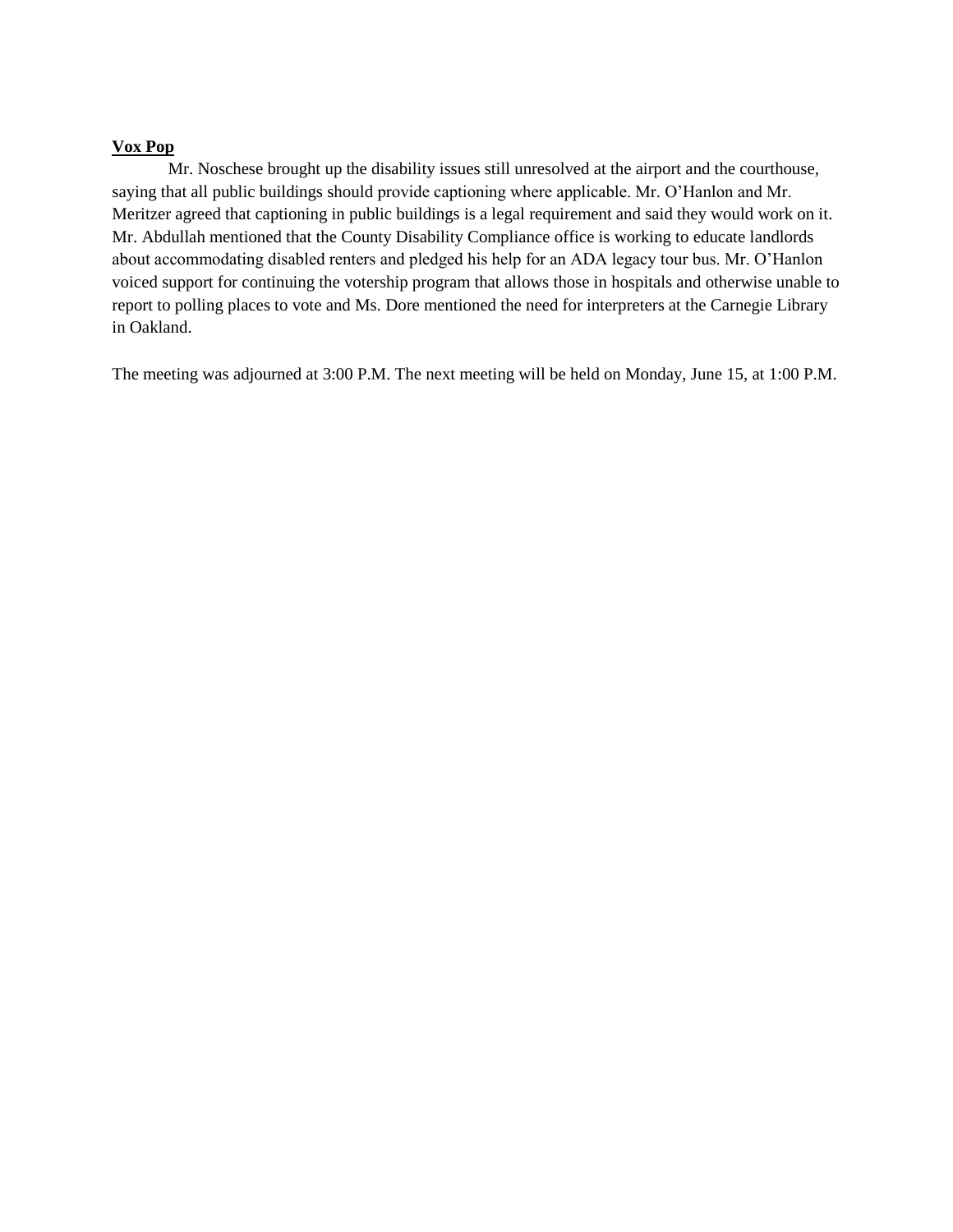**Vox Pop**

Mr. Noschese brought up the disability issues still unresolved at the airport and the courthouse, saying that all public buildings should provide captioning where applicable. Mr. O'Hanlon and Mr. Meritzer agreed that captioning in public buildings is a legal requirement and said they would work on it. Mr. Abdullah mentioned that the County Disability Compliance office is working to educate landlords about accommodating disabled renters and pledged his help for an ADA legacy tour bus. Mr. O'Hanlon voiced support for continuing the votership program that allows those in hospitals and otherwise unable to report to polling places to vote and Ms. Dore mentioned the need for interpreters at the Carnegie Library in Oakland.

The meeting was adjourned at 3:00 P.M. The next meeting will be held on Monday, June 15, at 1:00 P.M.